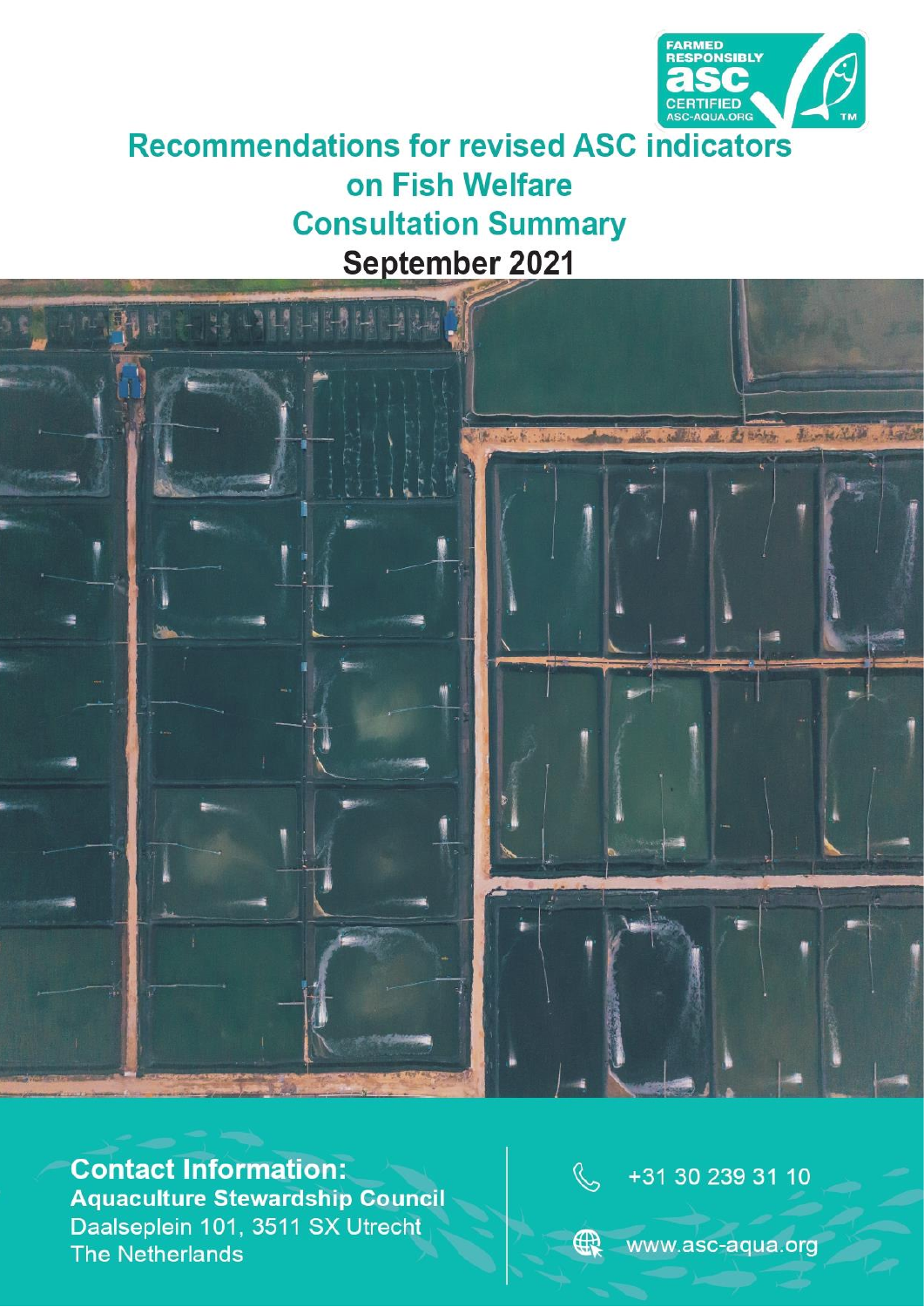# Recommendations for revised ASC indicators on Fish Welfare

## Consultation Summary

**September 2021**

**Contact Information:**
**Aquaculture Stewardship Council**
Daalseplein 101, 3511 SX Utrecht
The Netherlands

+31 30 239 31 10

www.asc-aqua.org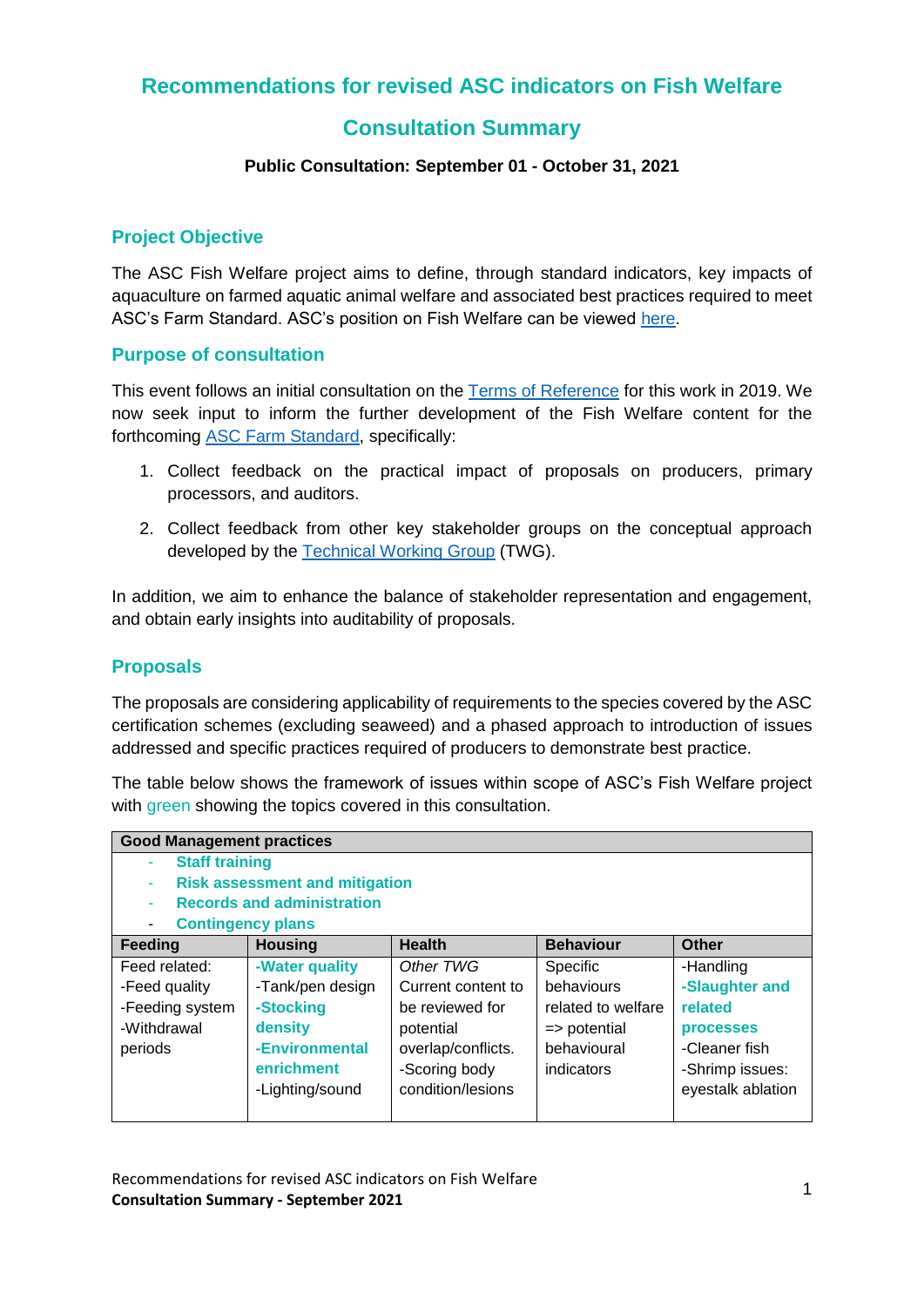# Recommendations for revised ASC indicators on Fish Welfare

# Consultation Summary

**Public Consultation: September 01 - October 31, 2021**

## Project Objective

The ASC Fish Welfare project aims to define, through standard indicators, key impacts of aquaculture on farmed aquatic animal welfare and associated best practices required to meet ASC's Farm Standard. ASC's position on Fish Welfare can be viewed here.

## Purpose of consultation

This event follows an initial consultation on the Terms of Reference for this work in 2019. We now seek input to inform the further development of the Fish Welfare content for the forthcoming ASC Farm Standard, specifically:

1. Collect feedback on the practical impact of proposals on producers, primary processors, and auditors.
2. Collect feedback from other key stakeholder groups on the conceptual approach developed by the Technical Working Group (TWG).

In addition, we aim to enhance the balance of stakeholder representation and engagement, and obtain early insights into auditability of proposals.

## Proposals

The proposals are considering applicability of requirements to the species covered by the ASC certification schemes (excluding seaweed) and a phased approach to introduction of issues addressed and specific practices required of producers to demonstrate best practice.

The table below shows the framework of issues within scope of ASC's Fish Welfare project with green showing the topics covered in this consultation.

| **Good Management practices** | | | | |
|---|---|---|---|---|
| - **Staff training**<br>- **Risk assessment and mitigation**<br>- **Records and administration**<br>- **Contingency plans** | | | | |
| **Feeding** | **Housing** | **Health** | **Behaviour** | **Other** |
| Feed related:<br>-Feed quality<br>-Feeding system<br>-Withdrawal periods | **-Water quality**<br>-Tank/pen design<br>**-Stocking density**<br>**-Environmental enrichment**<br>-Lighting/sound | *Other TWG*<br>Current content to be reviewed for potential overlap/conflicts.<br>-Scoring body condition/lesions | Specific behaviours related to welfare => potential behavioural indicators | -Handling<br>**-Slaughter and related processes**<br>-Cleaner fish<br>-Shrimp issues: eyestalk ablation |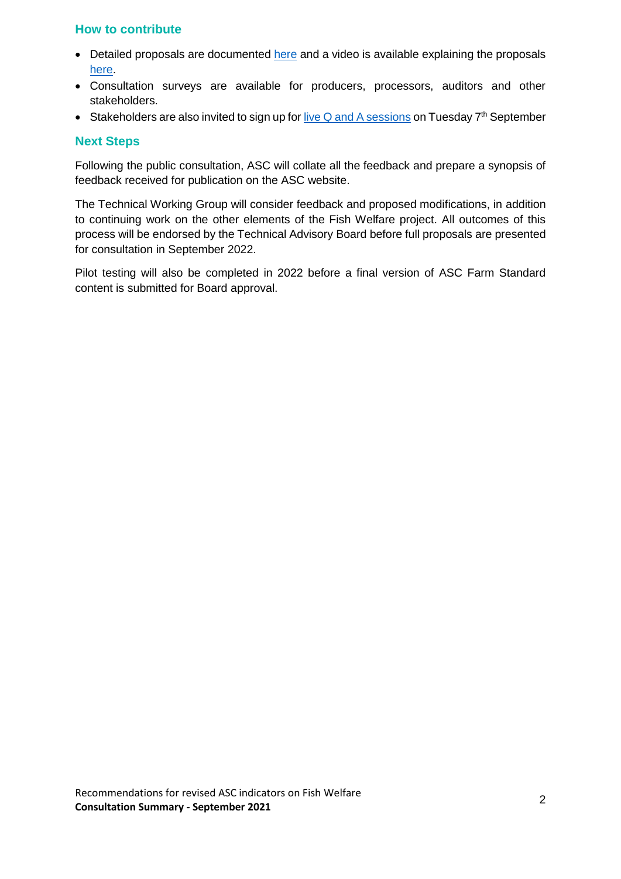## How to contribute

- Detailed proposals are documented here and a video is available explaining the proposals here.
- Consultation surveys are available for producers, processors, auditors and other stakeholders.
- Stakeholders are also invited to sign up for live Q and A sessions on Tuesday 7th September

## Next Steps

Following the public consultation, ASC will collate all the feedback and prepare a synopsis of feedback received for publication on the ASC website.

The Technical Working Group will consider feedback and proposed modifications, in addition to continuing work on the other elements of the Fish Welfare project. All outcomes of this process will be endorsed by the Technical Advisory Board before full proposals are presented for consultation in September 2022.

Pilot testing will also be completed in 2022 before a final version of ASC Farm Standard content is submitted for Board approval.